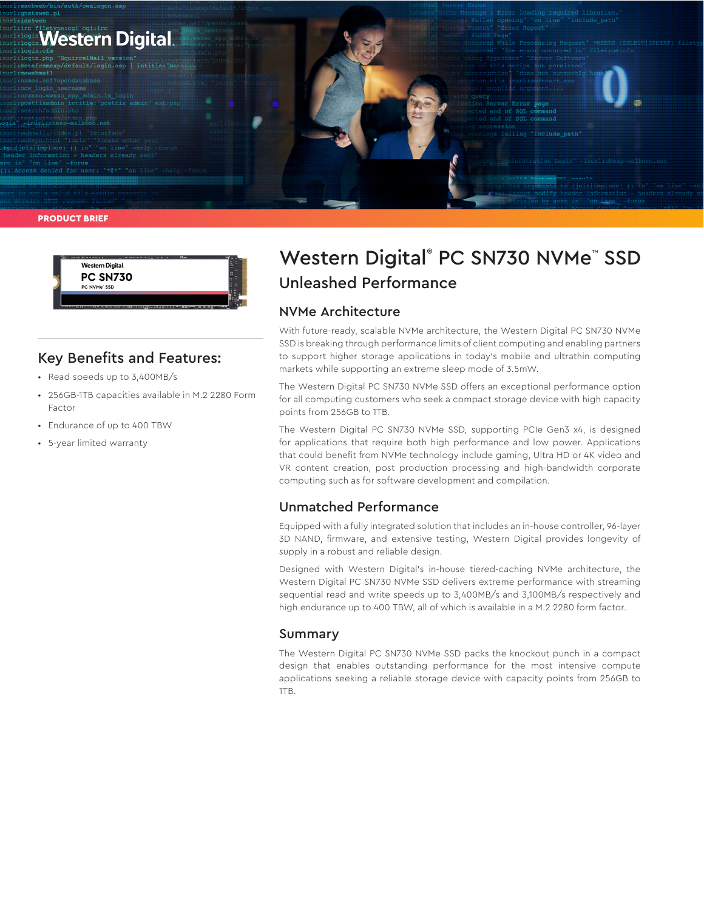PRODUCT BRIEF

# Western Digital® PC SN730 NVMe™ SSD

## Unleashed Performance

### Key Benefits and Features:

- Read speeds up to 3,400MB/s
- 256GB-1TB capacities available in M.2 2280 Form Factor
- Endurance of up to 400 TBW
- 5-year limited warranty

### NVMe Architecture

With future-ready, scalable NVMe architecture, the Western Digital PC SN730 NVMe SSD is breaking through performance limits of client computing and enabling partners to support higher storage applications in today's mobile and ultrathin computing markets while supporting an extreme sleep mode of 3.5mW.

The Western Digital PC SN730 NVMe SSD offers an exceptional performance option for all computing customers who seek a compact storage device with high capacity points from 256GB to 1TB.

The Western Digital PC SN730 NVMe SSD, supporting PCIe Gen3 x4, is designed for applications that require both high performance and low power. Applications that could benefit from NVMe technology include gaming, Ultra HD or 4K video and VR content creation, post production processing and high-bandwidth corporate computing such as for software development and compilation.

### Unmatched Performance

Equipped with a fully integrated solution that includes an in-house controller, 96-layer 3D NAND, firmware, and extensive testing, Western Digital provides longevity of supply in a robust and reliable design.

Designed with Western Digital's in-house tiered-caching NVMe architecture, the Western Digital PC SN730 NVMe SSD delivers extreme performance with streaming sequential read and write speeds up to 3,400MB/s and 3,100MB/s respectively and high endurance up to 400 TBW, all of which is available in a M.2 2280 form factor.

### Summary

The Western Digital PC SN730 NVMe SSD packs the knockout punch in a compact design that enables outstanding performance for the most intensive compute applications seeking a reliable storage device with capacity points from 256GB to 1TB.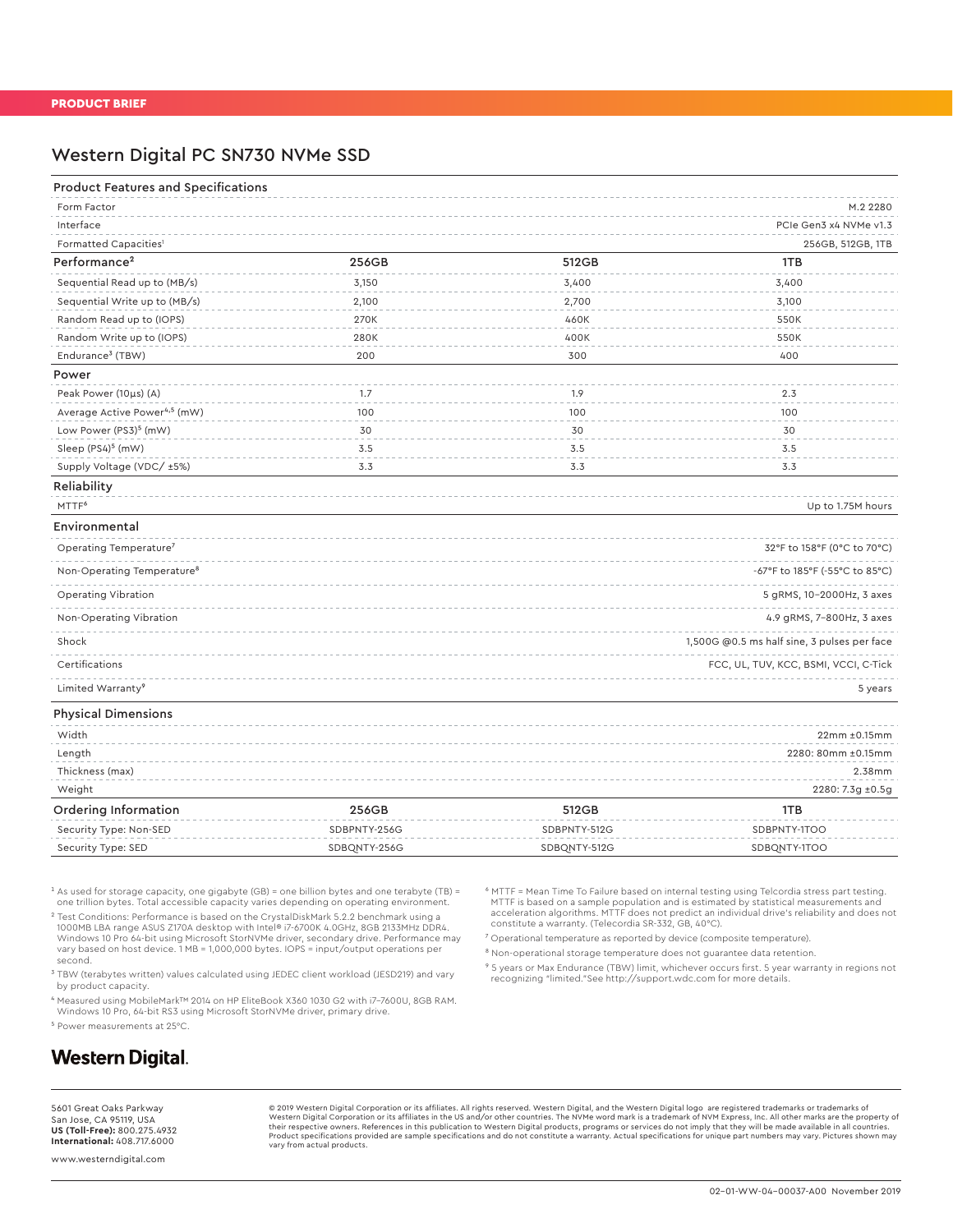PRODUCT BRIEF

# Western Digital PC SN730 NVMe SSD

| Product Features and Specifications | | | |
|---|---|---|---|
| Form Factor | | | M.2 2280 |
| Interface | | | PCIe Gen3 x4 NVMe v1.3 |
| Formatted Capacities[1] | | | 256GB, 512GB, 1TB |
| **Performance[2]** | **256GB** | **512GB** | **1TB** |
| Sequential Read up to (MB/s) | 3,150 | 3,400 | 3,400 |
| Sequential Write up to (MB/s) | 2,100 | 2,700 | 3,100 |
| Random Read up to (IOPS) | 270K | 460K | 550K |
| Random Write up to (IOPS) | 280K | 400K | 550K |
| Endurance[3] (TBW) | 200 | 300 | 400 |
| **Power** | | | |
| Peak Power (10µs) (A) | 1.7 | 1.9 | 2.3 |
| Average Active Power[4,5] (mW) | 100 | 100 | 100 |
| Low Power (PS3)[5] (mW) | 30 | 30 | 30 |
| Sleep (PS4)[5] (mW) | 3.5 | 3.5 | 3.5 |
| Supply Voltage (VDC/ ±5%) | 3.3 | 3.3 | 3.3 |
| **Reliability** | | | |
| MTTF[6] | | | Up to 1.75M hours |
| **Environmental** | | | |
| Operating Temperature[7] | | | 32°F to 158°F (0°C to 70°C) |
| Non-Operating Temperature[8] | | | -67°F to 185°F (-55°C to 85°C) |
| Operating Vibration | | | 5 gRMS, 10–2000Hz, 3 axes |
| Non-Operating Vibration | | | 4.9 gRMS, 7–800Hz, 3 axes |
| Shock | | | 1,500G @0.5 ms half sine, 3 pulses per face |
| Certifications | | | FCC, UL, TUV, KCC, BSMI, VCCI, C-Tick |
| Limited Warranty[9] | | | 5 years |
| **Physical Dimensions** | | | |
| Width | | | 22mm ±0.15mm |
| Length | | | 2280: 80mm ±0.15mm |
| Thickness (max) | | | 2.38mm |
| Weight | | | 2280: 7.3g ±0.5g |
| **Ordering Information** | **256GB** | **512GB** | **1TB** |
| Security Type: Non-SED | SDBPNTY-256G | SDBPNTY-512G | SDBPNTY-1T00 |
| Security Type: SED | SDBQNTY-256G | SDBQNTY-512G | SDBQNTY-1T00 |

[1] As used for storage capacity, one gigabyte (GB) = one billion bytes and one terabyte (TB) = one trillion bytes. Total accessible capacity varies depending on operating environment.

[2] Test Conditions: Performance is based on the CrystalDiskMark 5.2.2 benchmark using a 1000MB LBA range ASUS Z170A desktop with Intel® i7-6700K 4.0GHz, 8GB 2133MHz DDR4. Windows 10 Pro 64-bit using Microsoft StorNVMe driver, secondary drive. Performance may vary based on host device. 1 MB = 1,000,000 bytes. IOPS = input/output operations per second.

[3] TBW (terabytes written) values calculated using JEDEC client workload (JESD219) and vary by product capacity.

[4] Measured using MobileMark™ 2014 on HP EliteBook X360 1030 G2 with i7-7600U, 8GB RAM. Windows 10 Pro, 64-bit RS3 using Microsoft StorNVMe driver, primary drive.

[5] Power measurements at 25°C.

[6] MTTF = Mean Time To Failure based on internal testing using Telcordia stress part testing. MTTF is based on a sample population and is estimated by statistical measurements and acceleration algorithms. MTTF does not predict an individual drive's reliability and does not constitute a warranty. (Telcordia SR-332, GB, 40°C).

[7] Operational temperature as reported by device (composite temperature).

[8] Non-operational storage temperature does not guarantee data retention.

[9] 5 years or Max Endurance (TBW) limit, whichever occurs first. 5 year warranty in regions not recognizing "limited."See http://support.wdc.com for more details.

**Western Digital.**

5601 Great Oaks Parkway
San Jose, CA 95119, USA
**US (Toll-Free):** 800.275.4932
**International:** 408.717.6000

www.westerndigital.com

© 2019 Western Digital Corporation or its affiliates. All rights reserved. Western Digital, and the Western Digital logo are registered trademarks or trademarks of Western Digital Corporation or its affiliates in the US and/or other countries. The NVMe word mark is a trademark of NVM Express, Inc. All other marks are the property of their respective owners. References in this publication to Western Digital products, programs or services do not imply that they will be made available in all countries. Product specifications provided are sample specifications and do not constitute a warranty. Actual specifications for unique part numbers may vary. Pictures shown may vary from actual products.

02-01-WW-04-00037-A00 November 2019